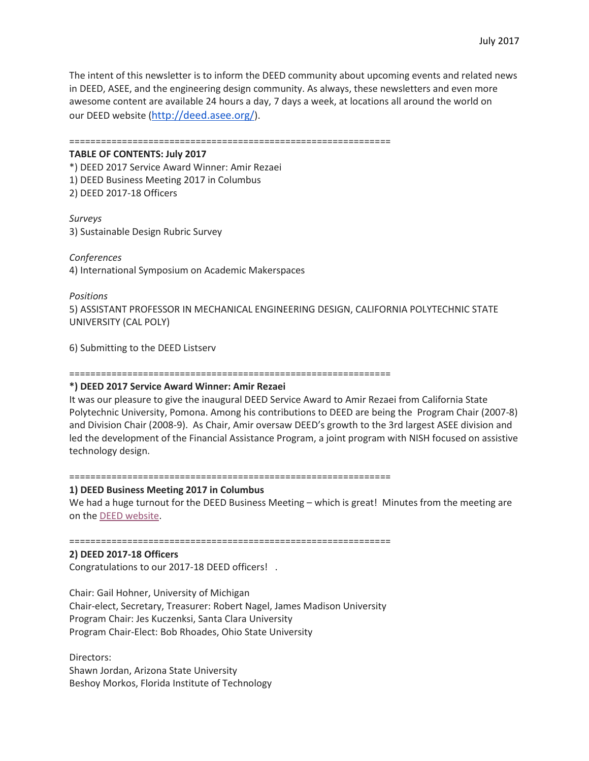July 2017

The intent of this newsletter is to inform the DEED community about upcoming events and related news in DEED, ASEE, and the engineering design community. As always, these newsletters and even more awesome content are available 24 hours a day, 7 days a week, at locations all around the world on our DEED website (http://deed.asee.org/).

=============================================================

**TABLE OF CONTENTS: July 2017**

*) DEED 2017 Service Award Winner: Amir Rezaei
1) DEED Business Meeting 2017 in Columbus
2) DEED 2017-18 Officers

*Surveys*
3) Sustainable Design Rubric Survey

*Conferences*
4) International Symposium on Academic Makerspaces

*Positions*
5) ASSISTANT PROFESSOR IN MECHANICAL ENGINEERING DESIGN, CALIFORNIA POLYTECHNIC STATE UNIVERSITY (CAL POLY)

6) Submitting to the DEED Listserv

=============================================================

**\*) DEED 2017 Service Award Winner: Amir Rezaei**

It was our pleasure to give the inaugural DEED Service Award to Amir Rezaei from California State Polytechnic University, Pomona. Among his contributions to DEED are being the Program Chair (2007-8) and Division Chair (2008-9). As Chair, Amir oversaw DEED's growth to the 3rd largest ASEE division and led the development of the Financial Assistance Program, a joint program with NISH focused on assistive technology design.

=============================================================

**1) DEED Business Meeting 2017 in Columbus**

We had a huge turnout for the DEED Business Meeting – which is great! Minutes from the meeting are on the DEED website.

=============================================================

**2) DEED 2017-18 Officers**

Congratulations to our 2017-18 DEED officers! .

Chair: Gail Hohner, University of Michigan
Chair-elect, Secretary, Treasurer: Robert Nagel, James Madison University
Program Chair: Jes Kuczenksi, Santa Clara University
Program Chair-Elect: Bob Rhoades, Ohio State University

Directors:
Shawn Jordan, Arizona State University
Beshoy Morkos, Florida Institute of Technology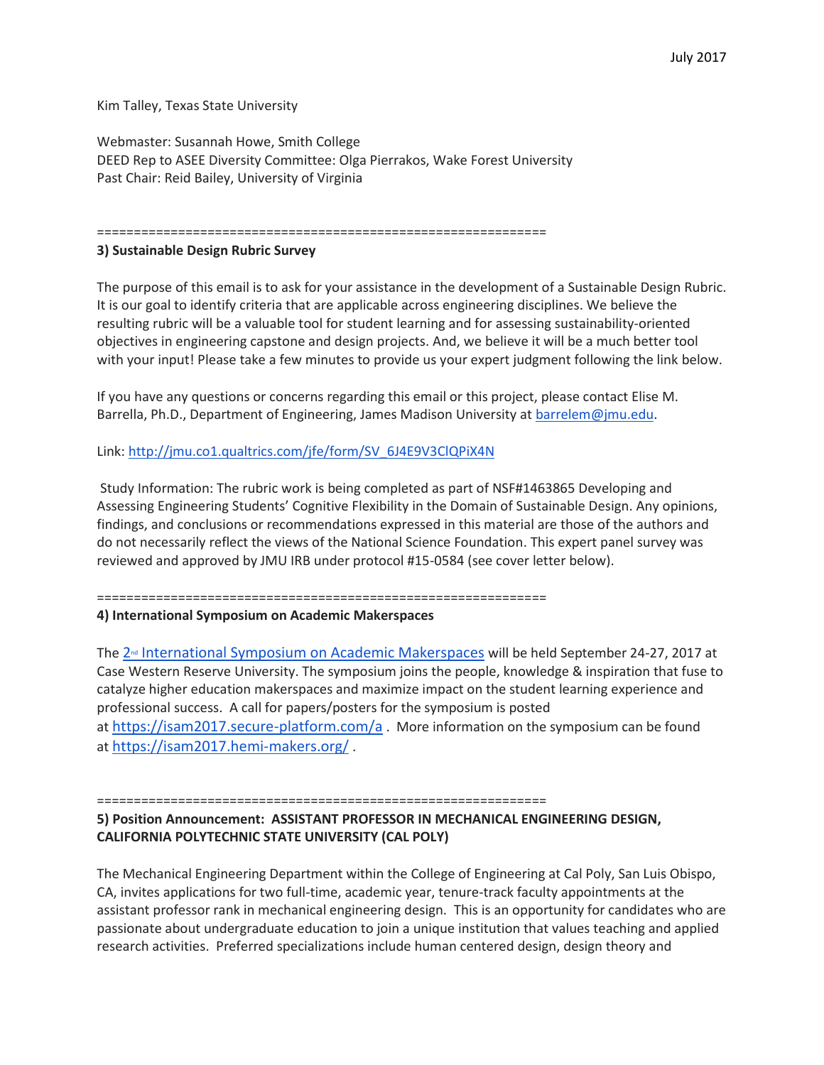Kim Talley, Texas State University

Webmaster: Susannah Howe, Smith College
DEED Rep to ASEE Diversity Committee: Olga Pierrakos, Wake Forest University
Past Chair: Reid Bailey, University of Virginia

============================================================

**3) Sustainable Design Rubric Survey**

The purpose of this email is to ask for your assistance in the development of a Sustainable Design Rubric. It is our goal to identify criteria that are applicable across engineering disciplines. We believe the resulting rubric will be a valuable tool for student learning and for assessing sustainability-oriented objectives in engineering capstone and design projects. And, we believe it will be a much better tool with your input! Please take a few minutes to provide us your expert judgment following the link below.

If you have any questions or concerns regarding this email or this project, please contact Elise M. Barrella, Ph.D., Department of Engineering, James Madison University at barrelem@jmu.edu.

Link: http://jmu.co1.qualtrics.com/jfe/form/SV_6J4E9V3ClQPiX4N

Study Information: The rubric work is being completed as part of NSF#1463865 Developing and Assessing Engineering Students' Cognitive Flexibility in the Domain of Sustainable Design. Any opinions, findings, and conclusions or recommendations expressed in this material are those of the authors and do not necessarily reflect the views of the National Science Foundation. This expert panel survey was reviewed and approved by JMU IRB under protocol #15-0584 (see cover letter below).

============================================================

**4) International Symposium on Academic Makerspaces**

The 2nd International Symposium on Academic Makerspaces will be held September 24-27, 2017 at Case Western Reserve University. The symposium joins the people, knowledge & inspiration that fuse to catalyze higher education makerspaces and maximize impact on the student learning experience and professional success. A call for papers/posters for the symposium is posted at https://isam2017.secure-platform.com/a . More information on the symposium can be found at https://isam2017.hemi-makers.org/ .

============================================================

**5) Position Announcement: ASSISTANT PROFESSOR IN MECHANICAL ENGINEERING DESIGN, CALIFORNIA POLYTECHNIC STATE UNIVERSITY (CAL POLY)**

The Mechanical Engineering Department within the College of Engineering at Cal Poly, San Luis Obispo, CA, invites applications for two full-time, academic year, tenure-track faculty appointments at the assistant professor rank in mechanical engineering design. This is an opportunity for candidates who are passionate about undergraduate education to join a unique institution that values teaching and applied research activities. Preferred specializations include human centered design, design theory and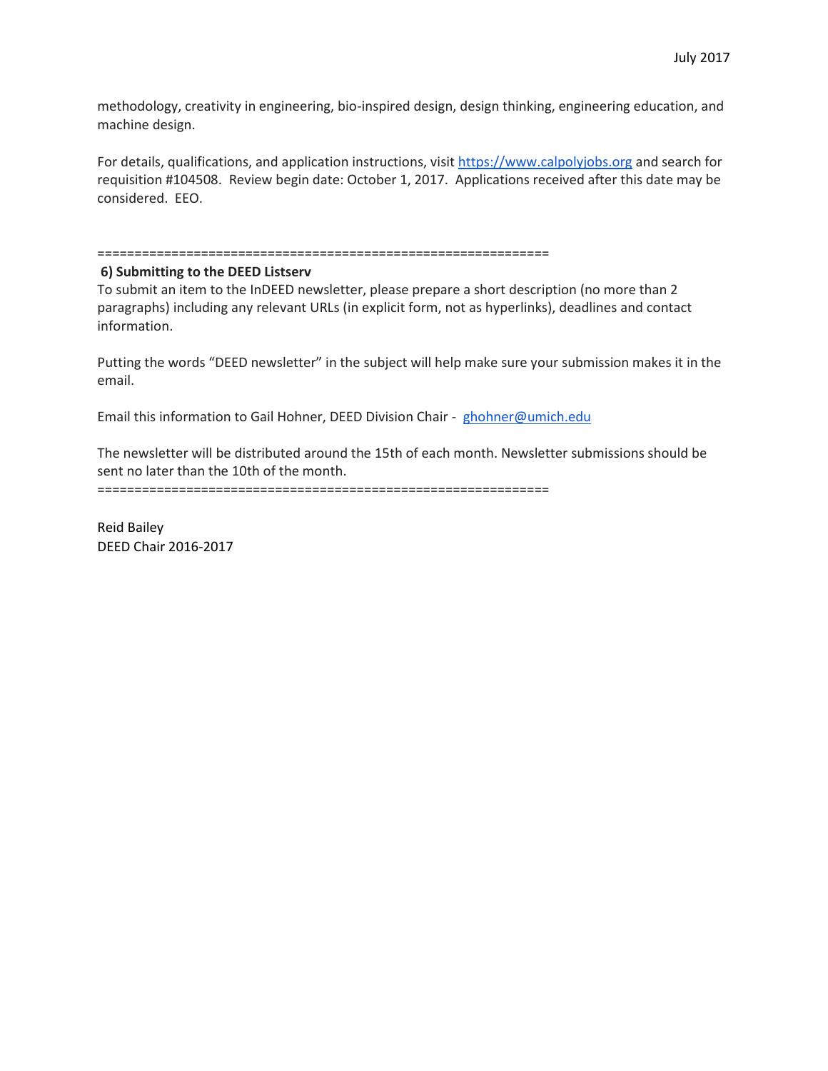methodology, creativity in engineering, bio-inspired design, design thinking, engineering education, and machine design.

For details, qualifications, and application instructions, visit https://www.calpolyjobs.org and search for requisition #104508. Review begin date: October 1, 2017. Applications received after this date may be considered. EEO.

============================================================

**6) Submitting to the DEED Listserv**

To submit an item to the InDEED newsletter, please prepare a short description (no more than 2 paragraphs) including any relevant URLs (in explicit form, not as hyperlinks), deadlines and contact information.

Putting the words "DEED newsletter" in the subject will help make sure your submission makes it in the email.

Email this information to Gail Hohner, DEED Division Chair - ghohner@umich.edu

The newsletter will be distributed around the 15th of each month. Newsletter submissions should be sent no later than the 10th of the month.

============================================================

Reid Bailey
DEED Chair 2016-2017